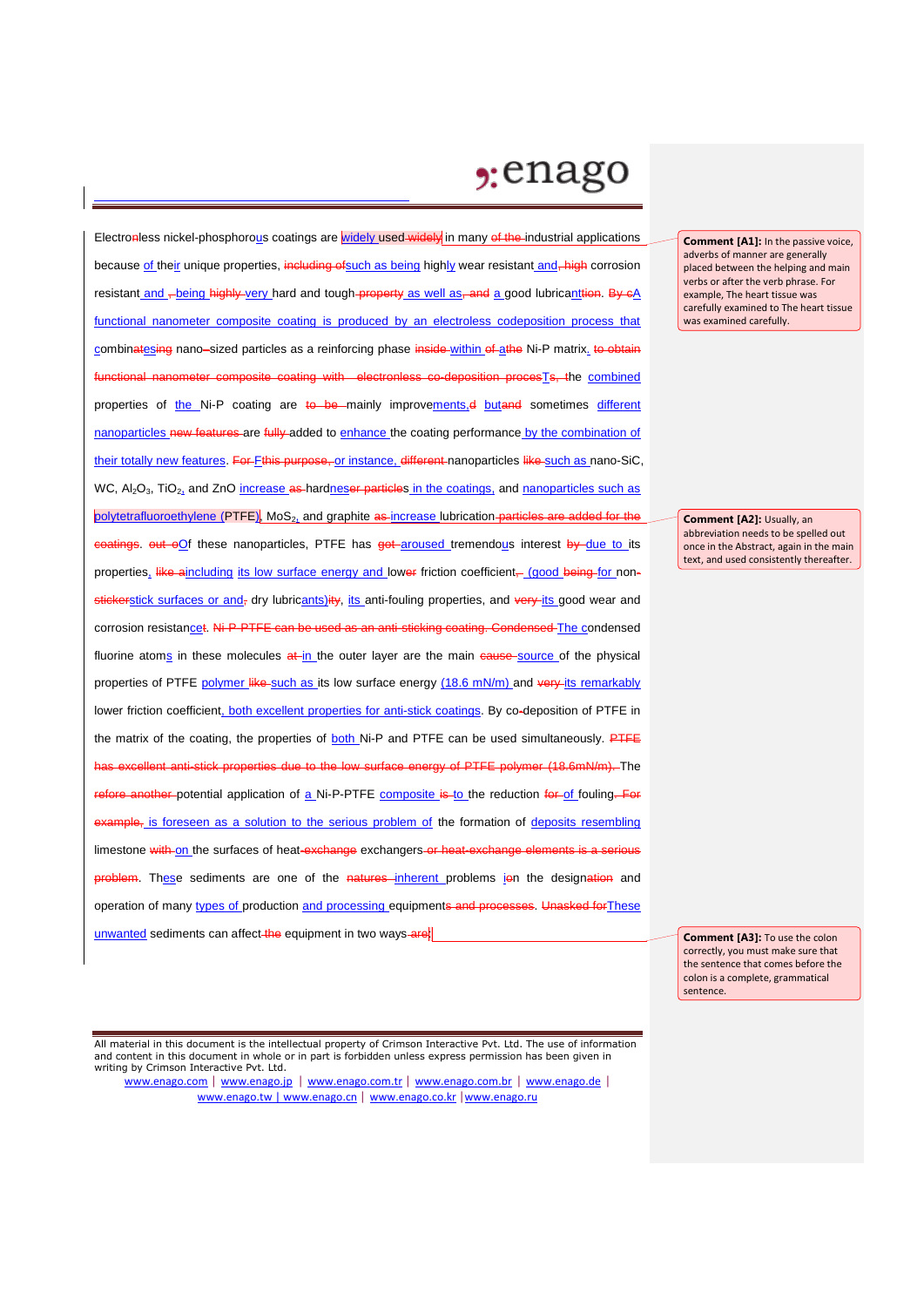Electronaless nickel-phosphorous coatings are widely used widely in many of the industrial applications because of their unique properties, including ofsuch as being highly wear resistant and, high corrosion resistant and , being highly very hard and tough property as well as, and a good lubricanttion. By cA functional nanometer composite coating is produced by an electroless codeposition process that combinatesing nano-sized particles as a reinforcing phase inside within of athe Ni-P matrix. to obtain functional nanometer composite coating with electronless co-deposition procesTs, the combined properties of the Ni-P coating are to be mainly improvements,d butand sometimes different nanoparticles new features are fully added to enhance the coating performance by the combination of their totally new features. For Fthis purpose, or instance, different nanoparticles like such as nano-SiC, WC, $Al_2O_3$, $TiO_2$, and ZnO increase as hardneser particles in the coatings, and nanoparticles such as polytetrafluoroethylene (PTFE), $MoS_2$, and graphite as increase lubrication particles are added for the coatings. out oOf these nanoparticles, PTFE has got aroused tremendous interest by due to its properties, like aincluding its low surface energy and lower friction coefficient, (good being for non-stickerstick surfaces or and, dry lubricants)ity, its anti-fouling properties, and very its good wear and corrosion resistancet. Ni-P-PTFE can be used as an anti sticking coating. Condensed The condensed fluorine atoms in these molecules at in the outer layer are the main cause source of the physical properties of PTFE polymer like such as its low surface energy (18.6 mN/m) and very its remarkably lower friction coefficient, both excellent properties for anti-stick coatings. By co-deposition of PTFE in the matrix of the coating, the properties of both Ni-P and PTFE can be used simultaneously. PTFE has excellent anti-stick properties due to the low surface energy of PTFE polymer (18.6mN/m). The refore another potential application of a Ni-P-PTFE composite is to the reduction for of fouling. For example, is foreseen as a solution to the serious problem of the formation of deposits resembling limestone with on the surfaces of heat-exchange exchangers or heat-exchange elements is a serious problem. These sediments are one of the natures inherent problems ion the designation and operation of many types of production and processing equipments and processes. Unasked forThese unwanted sediments can affect the equipment in two ways are:

**Comment [A1]:** In the passive voice, adverbs of manner are generally placed between the helping and main verbs or after the verb phrase. For example, The heart tissue was carefully examined to The heart tissue was examined carefully.

**Comment [A2]:** Usually, an abbreviation needs to be spelled out once in the Abstract, again in the main text, and used consistently thereafter.

**Comment [A3]:** To use the colon correctly, you must make sure that the sentence that comes before the colon is a complete, grammatical sentence.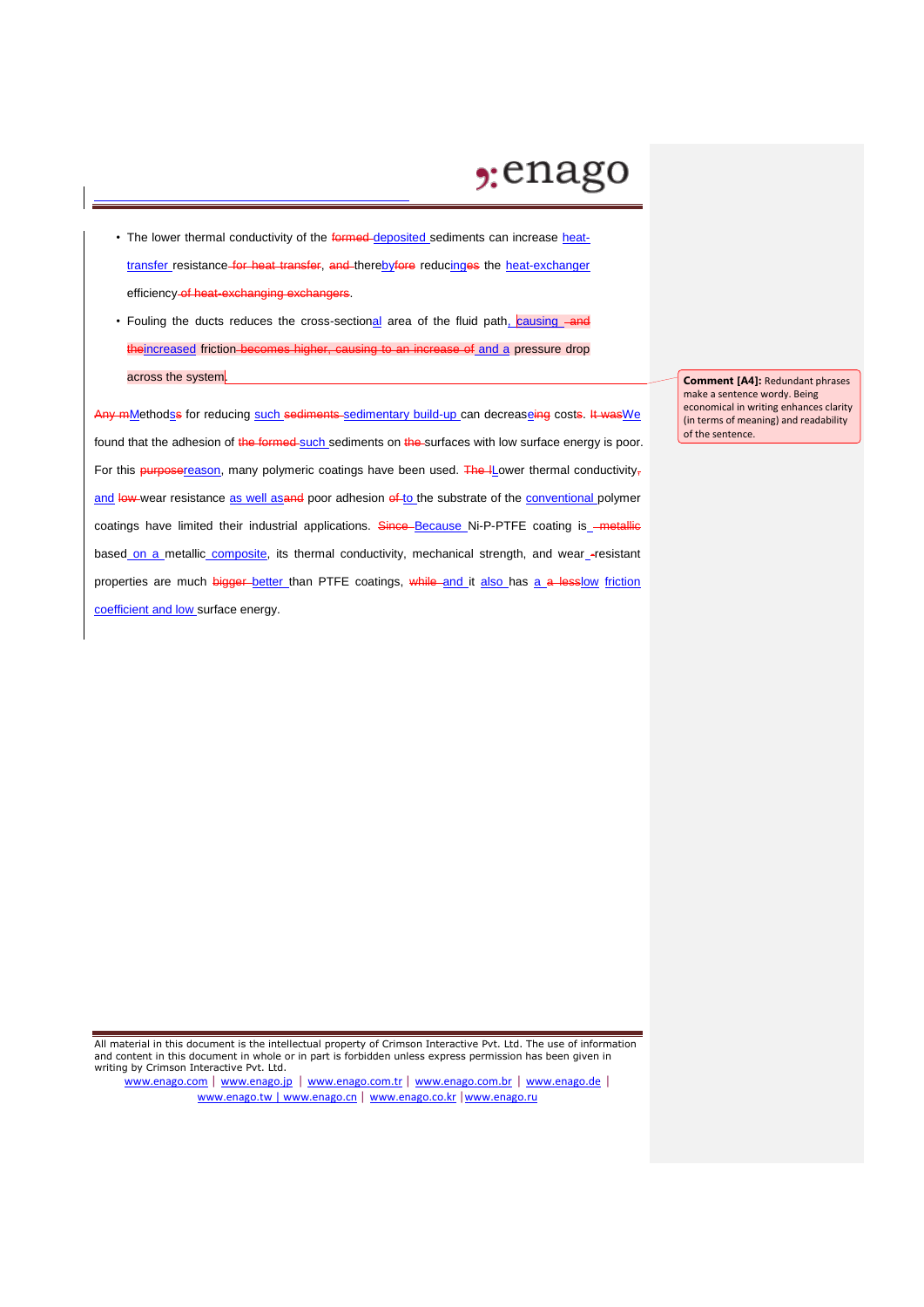- The lower thermal conductivity of the ~~formed~~ deposited sediments can increase heat-transfer resistance ~~for heat transfer~~, ~~and~~ thereby~~fore~~ reducing~~es~~ the heat-exchanger efficiency ~~of heat-exchanging exchangers~~.
- Fouling the ducts reduces the cross-sectional area of the fluid path, causing ~~and~~ ~~the~~increased friction ~~becomes higher, causing to an increase of~~ and a pressure drop across the system.

~~Any m~~Methods~~s~~ for reducing such ~~sediments~~ sedimentary build-up can decrease~~ing~~ cost~~s~~. ~~It was~~We found that the adhesion of ~~the formed~~ such sediments on ~~the~~ surfaces with low surface energy is poor. For this ~~purpose~~reason, many polymeric coatings have been used. ~~The l~~Lower thermal conductivity~~,~~ and ~~low~~ wear resistance as well as~~and~~ poor adhesion ~~of~~ to the substrate of the conventional polymer coatings have limited their industrial applications. ~~Since~~ Because Ni-P-PTFE coating is ~~metallic~~ based on a metallic composite, its thermal conductivity, mechanical strength, and wear~~-~~resistant properties are much ~~bigger~~ better than PTFE coatings, ~~while~~ and it also has a ~~a less~~low friction coefficient and low surface energy.

**Comment [A4]:** Redundant phrases make a sentence wordy. Being economical in writing enhances clarity (in terms of meaning) and readability of the sentence.